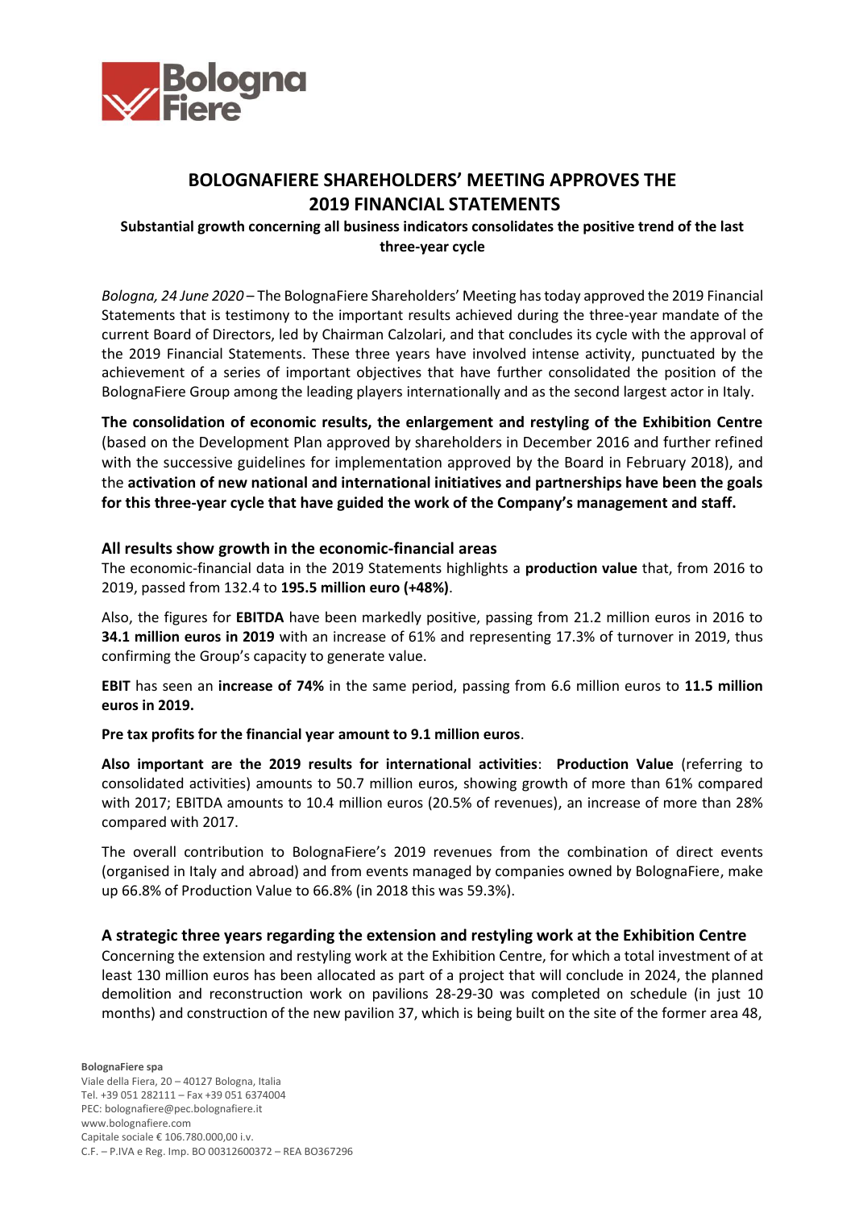# BOLOGNAFIERE SHAREHOLDERS' MEETING APPROVES THE 2019 FINANCIAL STATEMENTS

**Substantial growth concerning all business indicators consolidates the positive trend of the last three-year cycle**

*Bologna, 24 June 2020* – The BolognaFiere Shareholders' Meeting has today approved the 2019 Financial Statements that is testimony to the important results achieved during the three-year mandate of the current Board of Directors, led by Chairman Calzolari, and that concludes its cycle with the approval of the 2019 Financial Statements. These three years have involved intense activity, punctuated by the achievement of a series of important objectives that have further consolidated the position of the BolognaFiere Group among the leading players internationally and as the second largest actor in Italy.

**The consolidation of economic results, the enlargement and restyling of the Exhibition Centre** (based on the Development Plan approved by shareholders in December 2016 and further refined with the successive guidelines for implementation approved by the Board in February 2018), and the **activation of new national and international initiatives and partnerships have been the goals for this three-year cycle that have guided the work of the Company's management and staff.**

## All results show growth in the economic-financial areas

The economic-financial data in the 2019 Statements highlights a **production value** that, from 2016 to 2019, passed from 132.4 to **195.5 million euro (+48%)**.

Also, the figures for **EBITDA** have been markedly positive, passing from 21.2 million euros in 2016 to **34.1 million euros in 2019** with an increase of 61% and representing 17.3% of turnover in 2019, thus confirming the Group's capacity to generate value.

**EBIT** has seen an **increase of 74%** in the same period, passing from 6.6 million euros to **11.5 million euros in 2019.**

**Pre tax profits for the financial year amount to 9.1 million euros**.

**Also important are the 2019 results for international activities**: **Production Value** (referring to consolidated activities) amounts to 50.7 million euros, showing growth of more than 61% compared with 2017; EBITDA amounts to 10.4 million euros (20.5% of revenues), an increase of more than 28% compared with 2017.

The overall contribution to BolognaFiere's 2019 revenues from the combination of direct events (organised in Italy and abroad) and from events managed by companies owned by BolognaFiere, make up 66.8% of Production Value to 66.8% (in 2018 this was 59.3%).

## A strategic three years regarding the extension and restyling work at the Exhibition Centre

Concerning the extension and restyling work at the Exhibition Centre, for which a total investment of at least 130 million euros has been allocated as part of a project that will conclude in 2024, the planned demolition and reconstruction work on pavilions 28-29-30 was completed on schedule (in just 10 months) and construction of the new pavilion 37, which is being built on the site of the former area 48,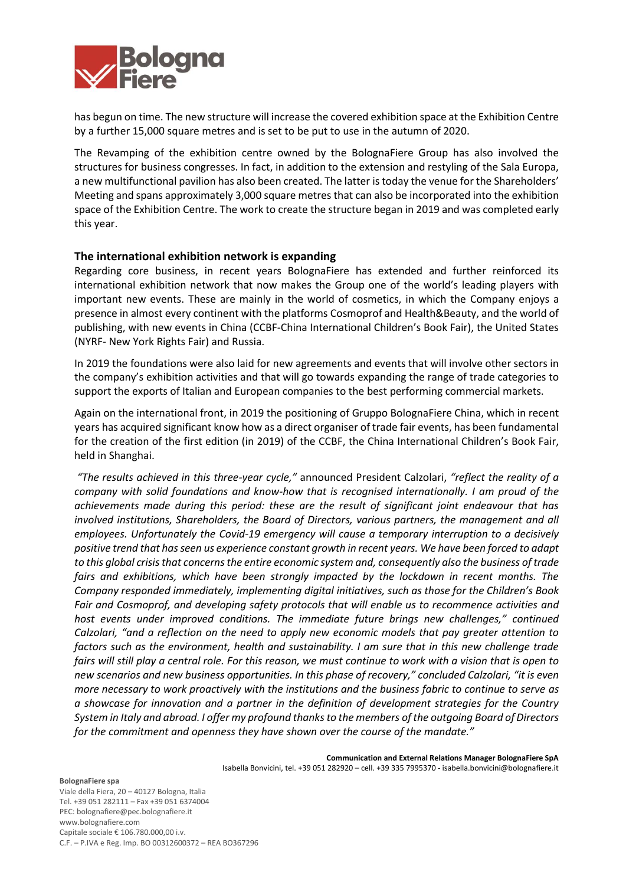has begun on time. The new structure will increase the covered exhibition space at the Exhibition Centre by a further 15,000 square metres and is set to be put to use in the autumn of 2020.

The Revamping of the exhibition centre owned by the BolognaFiere Group has also involved the structures for business congresses. In fact, in addition to the extension and restyling of the Sala Europa, a new multifunctional pavilion has also been created. The latter is today the venue for the Shareholders' Meeting and spans approximately 3,000 square metres that can also be incorporated into the exhibition space of the Exhibition Centre. The work to create the structure began in 2019 and was completed early this year.

## The international exhibition network is expanding

Regarding core business, in recent years BolognaFiere has extended and further reinforced its international exhibition network that now makes the Group one of the world's leading players with important new events. These are mainly in the world of cosmetics, in which the Company enjoys a presence in almost every continent with the platforms Cosmoprof and Health&Beauty, and the world of publishing, with new events in China (CCBF-China International Children's Book Fair), the United States (NYRF- New York Rights Fair) and Russia.

In 2019 the foundations were also laid for new agreements and events that will involve other sectors in the company's exhibition activities and that will go towards expanding the range of trade categories to support the exports of Italian and European companies to the best performing commercial markets.

Again on the international front, in 2019 the positioning of Gruppo BolognaFiere China, which in recent years has acquired significant know how as a direct organiser of trade fair events, has been fundamental for the creation of the first edition (in 2019) of the CCBF, the China International Children's Book Fair, held in Shanghai.

*"The results achieved in this three-year cycle,"* announced President Calzolari, *"reflect the reality of a company with solid foundations and know-how that is recognised internationally. I am proud of the achievements made during this period: these are the result of significant joint endeavour that has involved institutions, Shareholders, the Board of Directors, various partners, the management and all employees. Unfortunately the Covid-19 emergency will cause a temporary interruption to a decisively positive trend that has seen us experience constant growth in recent years. We have been forced to adapt to this global crisis that concerns the entire economic system and, consequently also the business of trade fairs and exhibitions, which have been strongly impacted by the lockdown in recent months. The Company responded immediately, implementing digital initiatives, such as those for the Children's Book Fair and Cosmoprof, and developing safety protocols that will enable us to recommence activities and host events under improved conditions. The immediate future brings new challenges," continued Calzolari, "and a reflection on the need to apply new economic models that pay greater attention to factors such as the environment, health and sustainability. I am sure that in this new challenge trade fairs will still play a central role. For this reason, we must continue to work with a vision that is open to new scenarios and new business opportunities. In this phase of recovery," concluded Calzolari, "it is even more necessary to work proactively with the institutions and the business fabric to continue to serve as a showcase for innovation and a partner in the definition of development strategies for the Country System in Italy and abroad. I offer my profound thanks to the members of the outgoing Board of Directors for the commitment and openness they have shown over the course of the mandate."*

**Communication and External Relations Manager BolognaFiere SpA**
Isabella Bonvicini, tel. +39 051 282920 – cell. +39 335 7995370 - isabella.bonvicini@bolognafiere.it

**BolognaFiere spa**
Viale della Fiera, 20 – 40127 Bologna, Italia
Tel. +39 051 282111 – Fax +39 051 6374004
PEC: bolognafiere@pec.bolognafiere.it
www.bolognafiere.com
Capitale sociale € 106.780.000,00 i.v.
C.F. – P.IVA e Reg. Imp. BO 00312600372 – REA BO367296